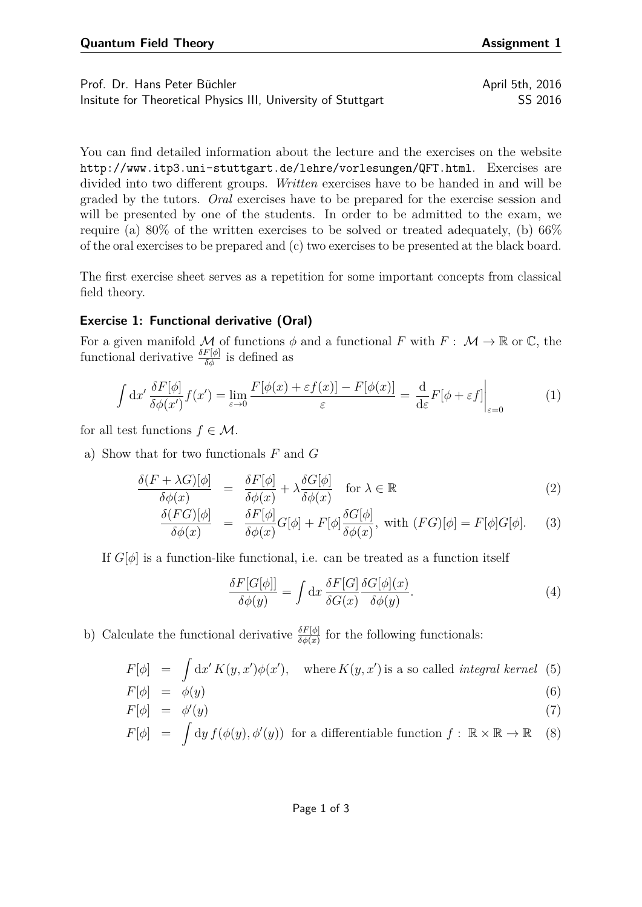Prof. Dr. Hans Peter Büchler — April 5th, 2016
Insitute for Theoretical Physics III, University of Stuttgart — SS 2016

You can find detailed information about the lecture and the exercises on the website `http://www.itp3.uni-stuttgart.de/lehre/vorlesungen/QFT.html`. Exercises are divided into two different groups. *Written* exercises have to be handed in and will be graded by the tutors. *Oral* exercises have to be prepared for the exercise session and will be presented by one of the students. In order to be admitted to the exam, we require (a) 80% of the written exercises to be solved or treated adequately, (b) 66% of the oral exercises to be prepared and (c) two exercises to be presented at the black board.

The first exercise sheet serves as a repetition for some important concepts from classical field theory.

### Exercise 1: Functional derivative (Oral)

For a given manifold $\mathcal{M}$ of functions $\phi$ and a functional $F$ with $F: \mathcal{M} \to \mathbb{R}$ or $\mathbb{C}$, the functional derivative $\frac{\delta F[\phi]}{\delta \phi}$ is defined as

$$\int \mathrm{d}x' \, \frac{\delta F[\phi]}{\delta \phi(x')} f(x') = \lim_{\varepsilon \to 0} \frac{F[\phi(x) + \varepsilon f(x)] - F[\phi(x)]}{\varepsilon} = \frac{\mathrm{d}}{\mathrm{d}\varepsilon} F[\phi + \varepsilon f]\bigg|_{\varepsilon=0} \tag{1}$$

for all test functions $f \in \mathcal{M}$.

a) Show that for two functionals $F$ and $G$

$$\frac{\delta(F + \lambda G)[\phi]}{\delta \phi(x)} = \frac{\delta F[\phi]}{\delta \phi(x)} + \lambda \frac{\delta G[\phi]}{\delta \phi(x)} \quad \text{for } \lambda \in \mathbb{R} \tag{2}$$

$$\frac{\delta(FG)[\phi]}{\delta \phi(x)} = \frac{\delta F[\phi]}{\delta \phi(x)} G[\phi] + F[\phi] \frac{\delta G[\phi]}{\delta \phi(x)}, \text{ with } (FG)[\phi] = F[\phi]G[\phi]. \tag{3}$$

If $G[\phi]$ is a function-like functional, i.e. can be treated as a function itself

$$\frac{\delta F[G[\phi]]}{\delta \phi(y)} = \int \mathrm{d}x \, \frac{\delta F[G]}{\delta G(x)} \frac{\delta G[\phi](x)}{\delta \phi(y)}. \tag{4}$$

b) Calculate the functional derivative $\frac{\delta F[\phi]}{\delta \phi(x)}$ for the following functionals:

$$F[\phi] = \int \mathrm{d}x' \, K(y, x') \phi(x'), \quad \text{where } K(y, x') \text{ is a so called } \textit{integral kernel} \tag{5}$$

$$F[\phi] = \phi(y) \tag{6}$$

$$F[\phi] = \phi'(y) \tag{7}$$

$$F[\phi] = \int \mathrm{d}y \, f(\phi(y), \phi'(y)) \;\; \text{for a differentiable function } f: \mathbb{R} \times \mathbb{R} \to \mathbb{R} \tag{8}$$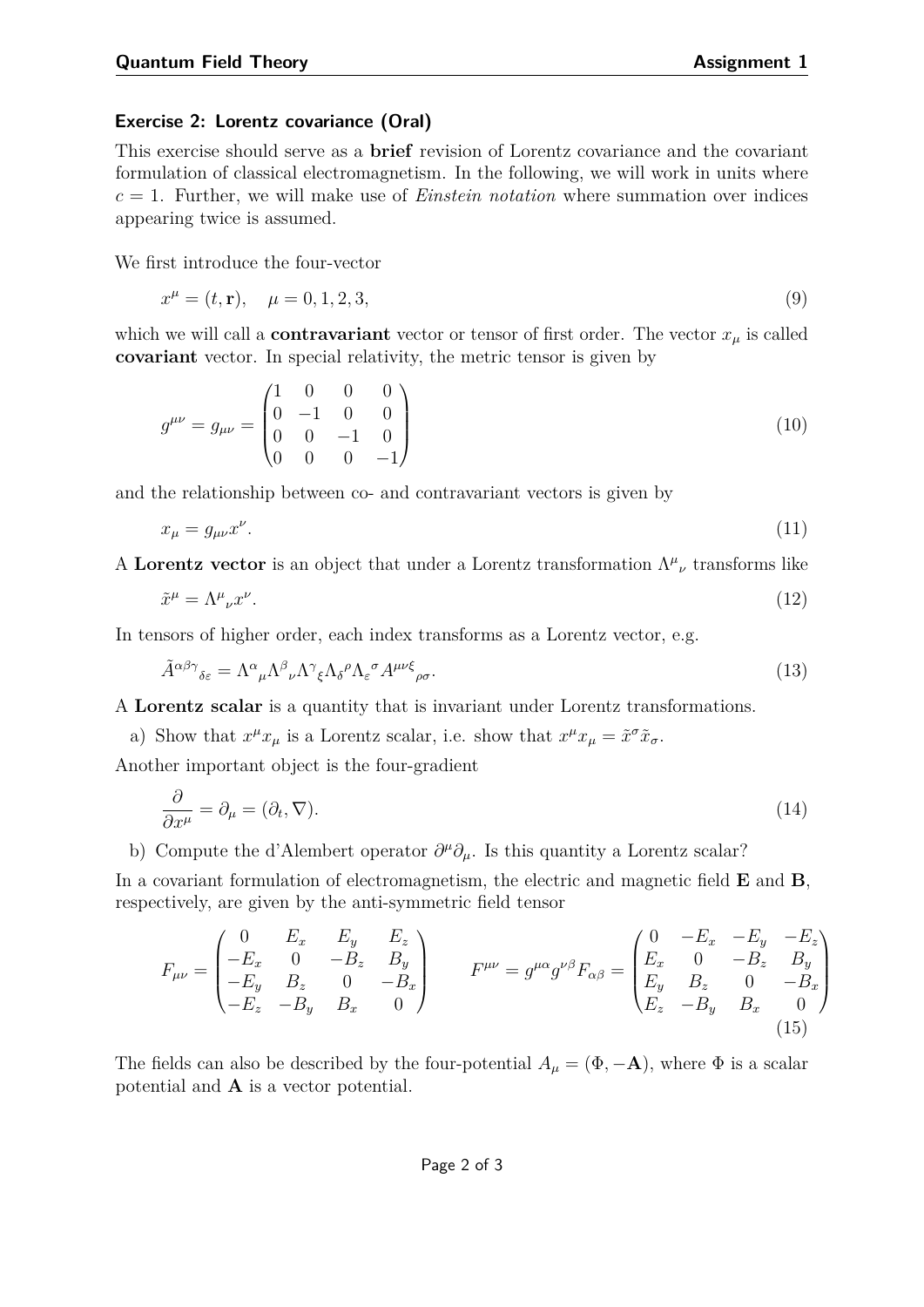### Exercise 2: Lorentz covariance (Oral)

This exercise should serve as a **brief** revision of Lorentz covariance and the covariant formulation of classical electromagnetism. In the following, we will work in units where $c = 1$. Further, we will make use of *Einstein notation* where summation over indices appearing twice is assumed.

We first introduce the four-vector

$$x^\mu = (t, \mathbf{r}), \quad \mu = 0, 1, 2, 3, \tag{9}$$

which we will call a **contravariant** vector or tensor of first order. The vector $x_\mu$ is called **covariant** vector. In special relativity, the metric tensor is given by

$$g^{\mu\nu} = g_{\mu\nu} = \begin{pmatrix} 1 & 0 & 0 & 0 \\ 0 & -1 & 0 & 0 \\ 0 & 0 & -1 & 0 \\ 0 & 0 & 0 & -1 \end{pmatrix} \tag{10}$$

and the relationship between co- and contravariant vectors is given by

$$x_\mu = g_{\mu\nu} x^\nu. \tag{11}$$

A **Lorentz vector** is an object that under a Lorentz transformation $\Lambda^\mu{}_\nu$ transforms like

$$\tilde{x}^\mu = \Lambda^\mu{}_\nu x^\nu. \tag{12}$$

In tensors of higher order, each index transforms as a Lorentz vector, e.g.

$$\tilde{A}^{\alpha\beta\gamma}{}_{\delta\varepsilon} = \Lambda^\alpha{}_\mu \Lambda^\beta{}_\nu \Lambda^\gamma{}_\xi \Lambda_\delta{}^\rho \Lambda_\varepsilon{}^\sigma A^{\mu\nu\xi}{}_{\rho\sigma}. \tag{13}$$

A **Lorentz scalar** is a quantity that is invariant under Lorentz transformations.

a) Show that $x^\mu x_\mu$ is a Lorentz scalar, i.e. show that $x^\mu x_\mu = \tilde{x}^\sigma \tilde{x}_\sigma$.

Another important object is the four-gradient

$$\frac{\partial}{\partial x^\mu} = \partial_\mu = (\partial_t, \nabla). \tag{14}$$

b) Compute the d'Alembert operator $\partial^\mu \partial_\mu$. Is this quantity a Lorentz scalar?

In a covariant formulation of electromagnetism, the electric and magnetic field $\mathbf{E}$ and $\mathbf{B}$, respectively, are given by the anti-symmetric field tensor

$$F_{\mu\nu} = \begin{pmatrix} 0 & E_x & E_y & E_z \\ -E_x & 0 & -B_z & B_y \\ -E_y & B_z & 0 & -B_x \\ -E_z & -B_y & B_x & 0 \end{pmatrix} \qquad F^{\mu\nu} = g^{\mu\alpha} g^{\nu\beta} F_{\alpha\beta} = \begin{pmatrix} 0 & -E_x & -E_y & -E_z \\ E_x & 0 & -B_z & B_y \\ E_y & B_z & 0 & -B_x \\ E_z & -B_y & B_x & 0 \end{pmatrix} \tag{15}$$

The fields can also be described by the four-potential $A_\mu = (\Phi, -\mathbf{A})$, where $\Phi$ is a scalar potential and $\mathbf{A}$ is a vector potential.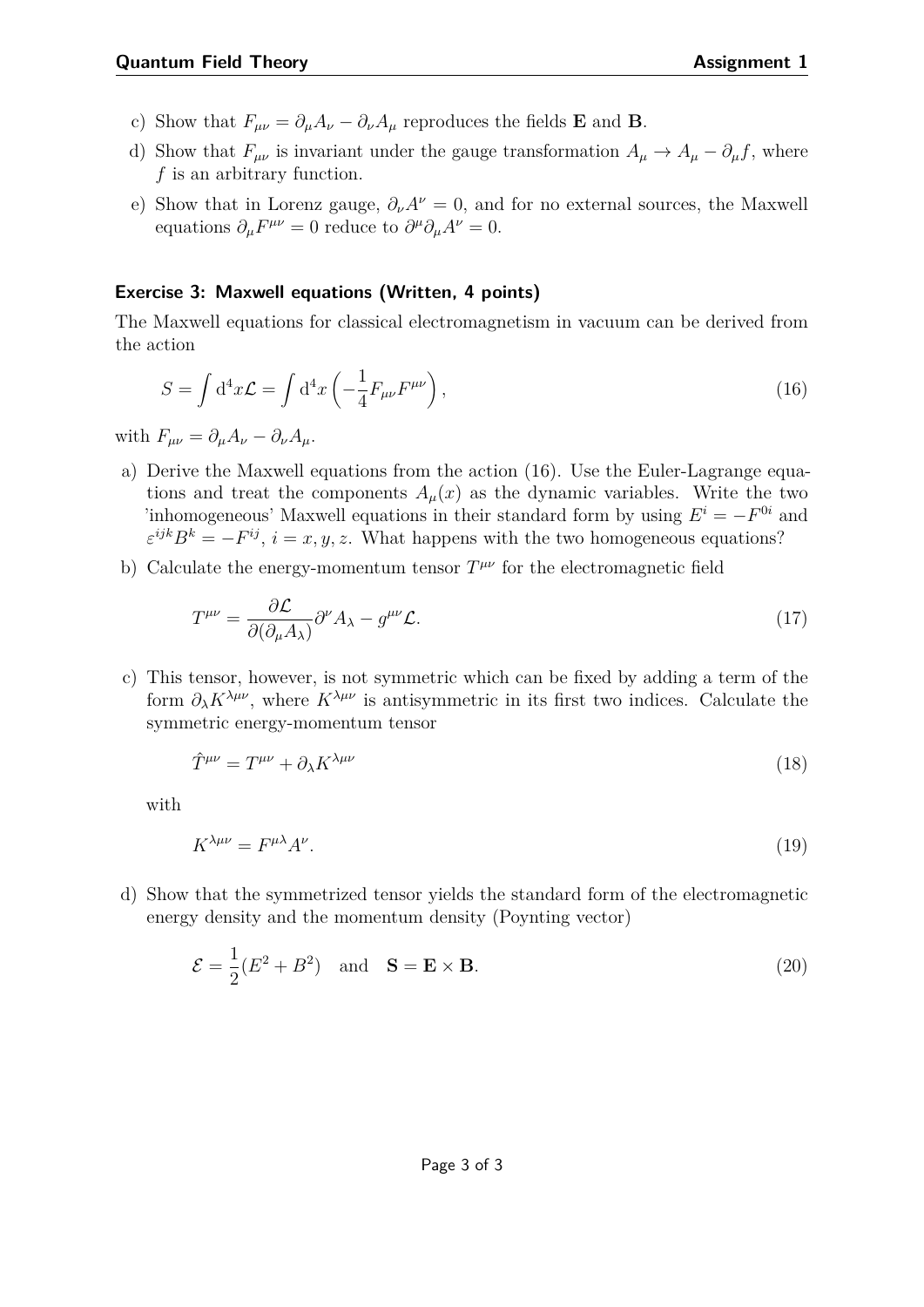c) Show that $F_{\mu\nu} = \partial_\mu A_\nu - \partial_\nu A_\mu$ reproduces the fields $\mathbf{E}$ and $\mathbf{B}$.

d) Show that $F_{\mu\nu}$ is invariant under the gauge transformation $A_\mu \to A_\mu - \partial_\mu f$, where $f$ is an arbitrary function.

e) Show that in Lorenz gauge, $\partial_\nu A^\nu = 0$, and for no external sources, the Maxwell equations $\partial_\mu F^{\mu\nu} = 0$ reduce to $\partial^\mu \partial_\mu A^\nu = 0$.

### Exercise 3: Maxwell equations (Written, 4 points)

The Maxwell equations for classical electromagnetism in vacuum can be derived from the action

$$S = \int \mathrm{d}^4x \mathcal{L} = \int \mathrm{d}^4x \left( -\frac{1}{4} F_{\mu\nu} F^{\mu\nu} \right), \tag{16}$$

with $F_{\mu\nu} = \partial_\mu A_\nu - \partial_\nu A_\mu$.

a) Derive the Maxwell equations from the action (16). Use the Euler-Lagrange equations and treat the components $A_\mu(x)$ as the dynamic variables. Write the two 'inhomogeneous' Maxwell equations in their standard form by using $E^i = -F^{0i}$ and $\varepsilon^{ijk} B^k = -F^{ij}$, $i = x, y, z$. What happens with the two homogeneous equations?

b) Calculate the energy-momentum tensor $T^{\mu\nu}$ for the electromagnetic field

$$T^{\mu\nu} = \frac{\partial \mathcal{L}}{\partial(\partial_\mu A_\lambda)} \partial^\nu A_\lambda - g^{\mu\nu} \mathcal{L}. \tag{17}$$

c) This tensor, however, is not symmetric which can be fixed by adding a term of the form $\partial_\lambda K^{\lambda\mu\nu}$, where $K^{\lambda\mu\nu}$ is antisymmetric in its first two indices. Calculate the symmetric energy-momentum tensor

$$\hat{T}^{\mu\nu} = T^{\mu\nu} + \partial_\lambda K^{\lambda\mu\nu} \tag{18}$$

with

$$K^{\lambda\mu\nu} = F^{\mu\lambda} A^\nu. \tag{19}$$

d) Show that the symmetrized tensor yields the standard form of the electromagnetic energy density and the momentum density (Poynting vector)

$$\mathcal{E} = \frac{1}{2}(E^2 + B^2) \quad \text{and} \quad \mathbf{S} = \mathbf{E} \times \mathbf{B}. \tag{20}$$